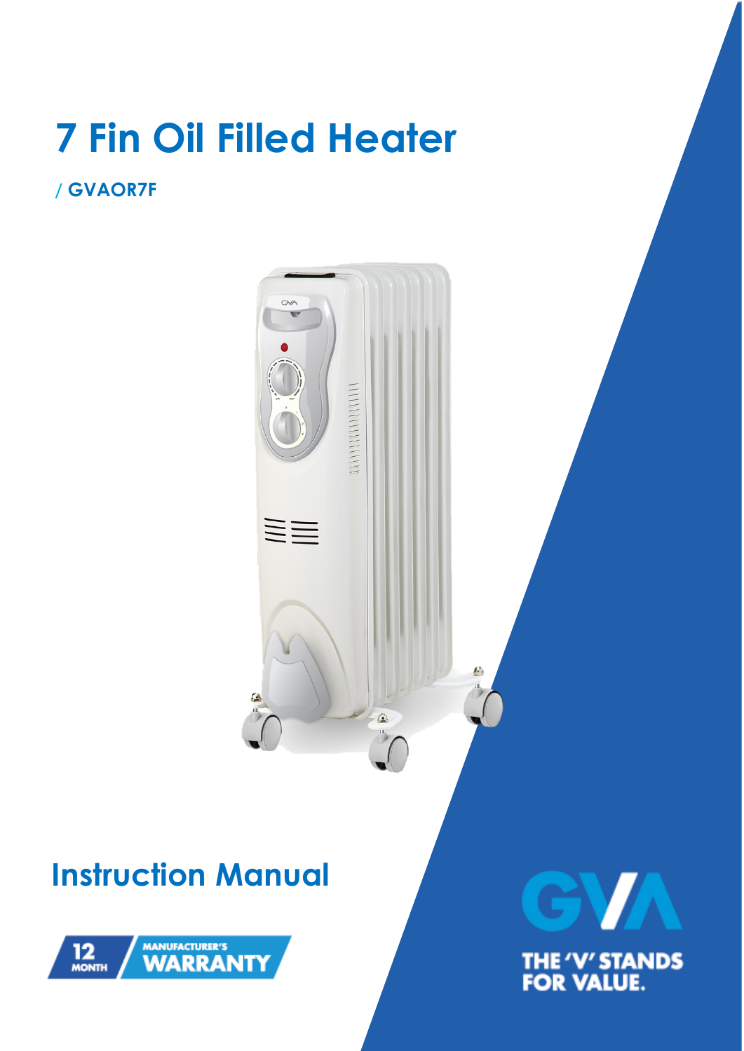# 7 Fin Oil Filled Heater

/ GVAOR7F

## Instruction Manual

12 MONTH MANUFACTURER'S WARRANTY

GVA

THE 'V' STANDS FOR VALUE.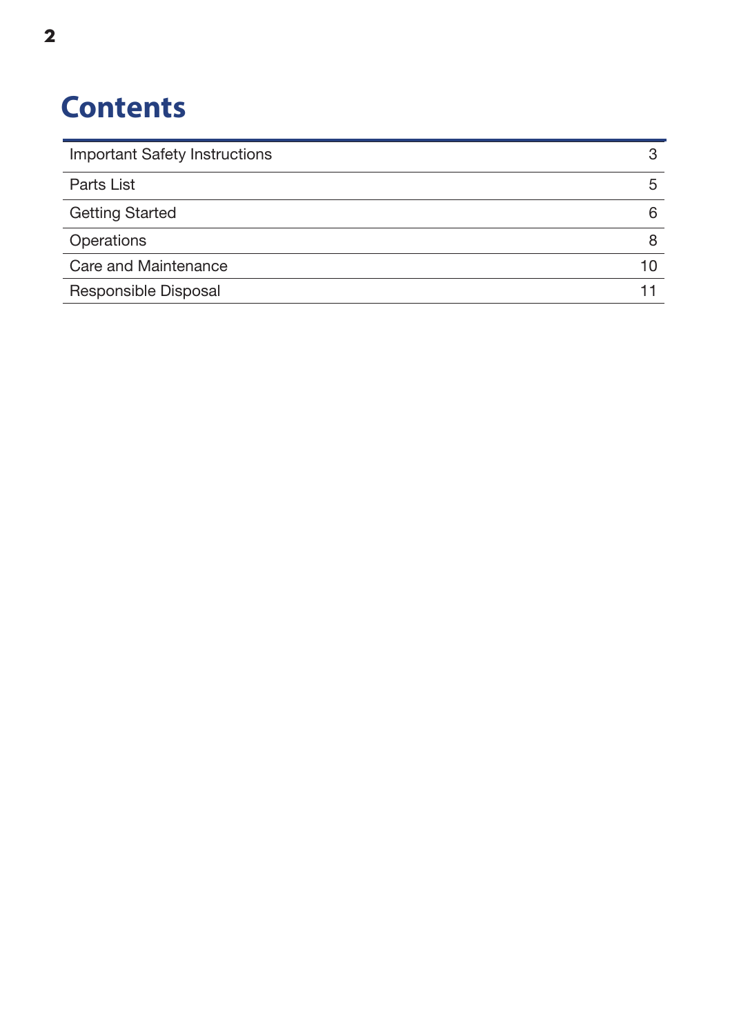# Contents

| | |
|---|---|
| Important Safety Instructions | 3 |
| Parts List | 5 |
| Getting Started | 6 |
| Operations | 8 |
| Care and Maintenance | 10 |
| Responsible Disposal | 11 |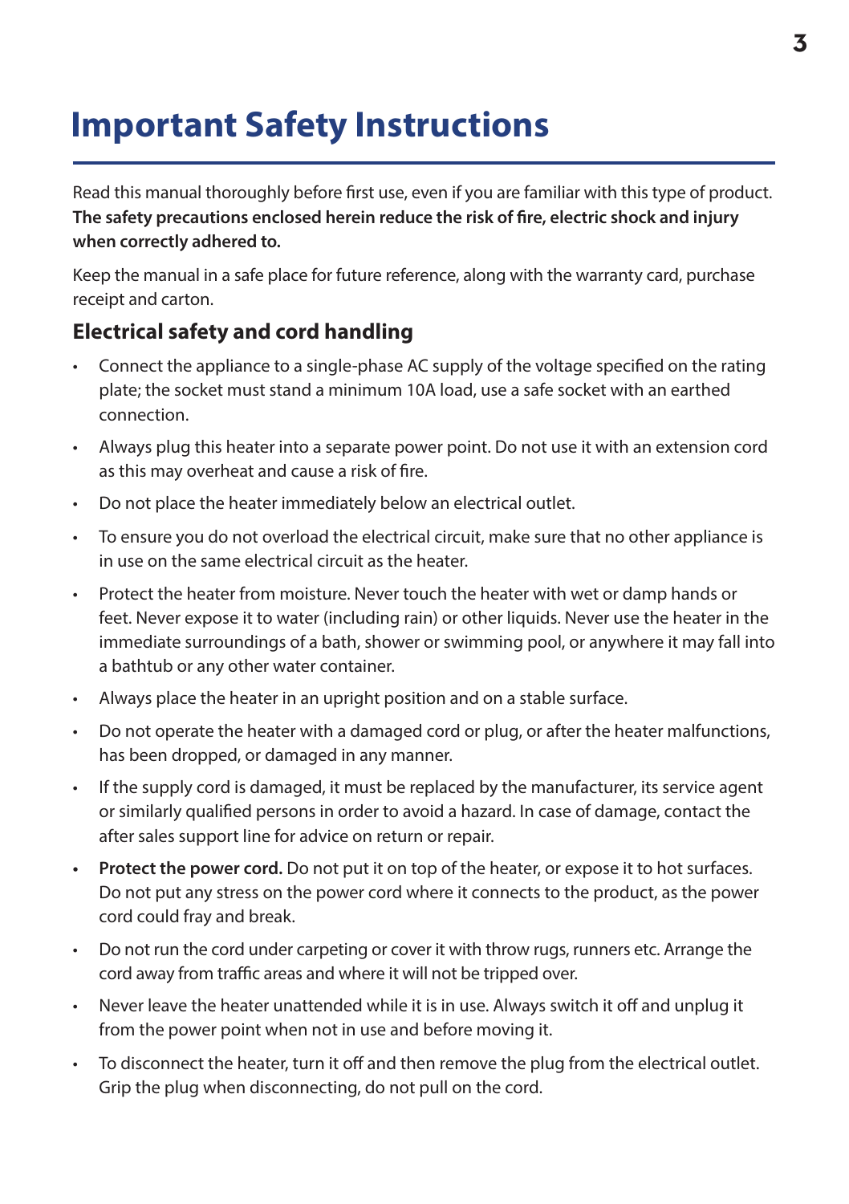# Important Safety Instructions

Read this manual thoroughly before first use, even if you are familiar with this type of product. **The safety precautions enclosed herein reduce the risk of fire, electric shock and injury when correctly adhered to.**

Keep the manual in a safe place for future reference, along with the warranty card, purchase receipt and carton.

## Electrical safety and cord handling

- Connect the appliance to a single-phase AC supply of the voltage specified on the rating plate; the socket must stand a minimum 10A load, use a safe socket with an earthed connection.
- Always plug this heater into a separate power point. Do not use it with an extension cord as this may overheat and cause a risk of fire.
- Do not place the heater immediately below an electrical outlet.
- To ensure you do not overload the electrical circuit, make sure that no other appliance is in use on the same electrical circuit as the heater.
- Protect the heater from moisture. Never touch the heater with wet or damp hands or feet. Never expose it to water (including rain) or other liquids. Never use the heater in the immediate surroundings of a bath, shower or swimming pool, or anywhere it may fall into a bathtub or any other water container.
- Always place the heater in an upright position and on a stable surface.
- Do not operate the heater with a damaged cord or plug, or after the heater malfunctions, has been dropped, or damaged in any manner.
- If the supply cord is damaged, it must be replaced by the manufacturer, its service agent or similarly qualified persons in order to avoid a hazard. In case of damage, contact the after sales support line for advice on return or repair.
- **Protect the power cord.** Do not put it on top of the heater, or expose it to hot surfaces. Do not put any stress on the power cord where it connects to the product, as the power cord could fray and break.
- Do not run the cord under carpeting or cover it with throw rugs, runners etc. Arrange the cord away from traffic areas and where it will not be tripped over.
- Never leave the heater unattended while it is in use. Always switch it off and unplug it from the power point when not in use and before moving it.
- To disconnect the heater, turn it off and then remove the plug from the electrical outlet. Grip the plug when disconnecting, do not pull on the cord.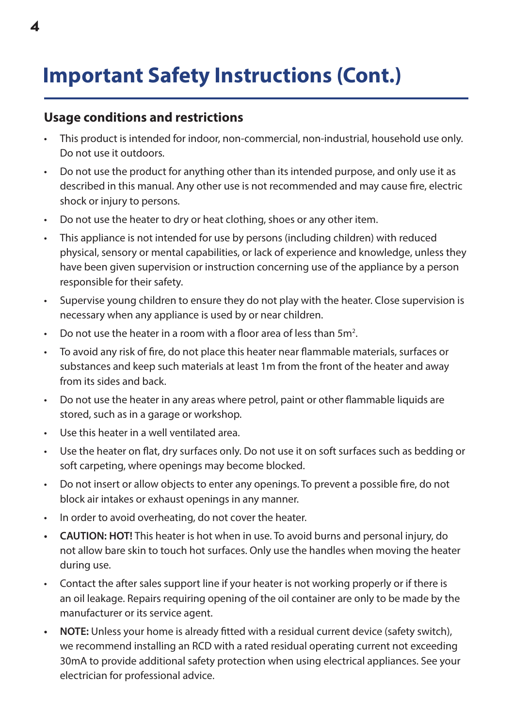# Important Safety Instructions (Cont.)

## Usage conditions and restrictions

- This product is intended for indoor, non-commercial, non-industrial, household use only. Do not use it outdoors.
- Do not use the product for anything other than its intended purpose, and only use it as described in this manual. Any other use is not recommended and may cause fire, electric shock or injury to persons.
- Do not use the heater to dry or heat clothing, shoes or any other item.
- This appliance is not intended for use by persons (including children) with reduced physical, sensory or mental capabilities, or lack of experience and knowledge, unless they have been given supervision or instruction concerning use of the appliance by a person responsible for their safety.
- Supervise young children to ensure they do not play with the heater. Close supervision is necessary when any appliance is used by or near children.
- Do not use the heater in a room with a floor area of less than $5m^2$.
- To avoid any risk of fire, do not place this heater near flammable materials, surfaces or substances and keep such materials at least 1m from the front of the heater and away from its sides and back.
- Do not use the heater in any areas where petrol, paint or other flammable liquids are stored, such as in a garage or workshop.
- Use this heater in a well ventilated area.
- Use the heater on flat, dry surfaces only. Do not use it on soft surfaces such as bedding or soft carpeting, where openings may become blocked.
- Do not insert or allow objects to enter any openings. To prevent a possible fire, do not block air intakes or exhaust openings in any manner.
- In order to avoid overheating, do not cover the heater.
- **CAUTION: HOT!** This heater is hot when in use. To avoid burns and personal injury, do not allow bare skin to touch hot surfaces. Only use the handles when moving the heater during use.
- Contact the after sales support line if your heater is not working properly or if there is an oil leakage. Repairs requiring opening of the oil container are only to be made by the manufacturer or its service agent.
- **NOTE:** Unless your home is already fitted with a residual current device (safety switch), we recommend installing an RCD with a rated residual operating current not exceeding 30mA to provide additional safety protection when using electrical appliances. See your electrician for professional advice.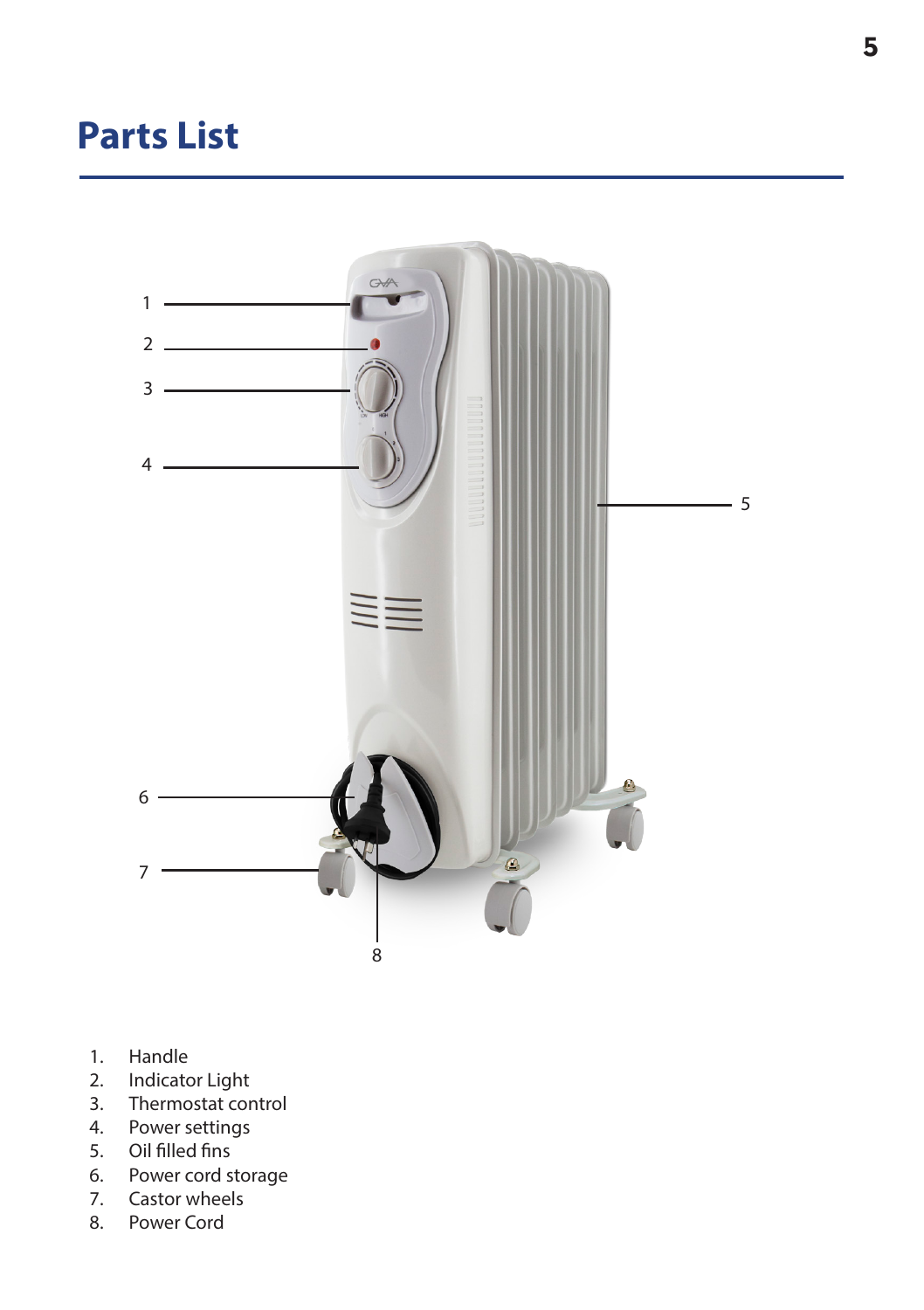# Parts List

1. Handle
2. Indicator Light
3. Thermostat control
4. Power settings
5. Oil filled fins
6. Power cord storage
7. Castor wheels
8. Power Cord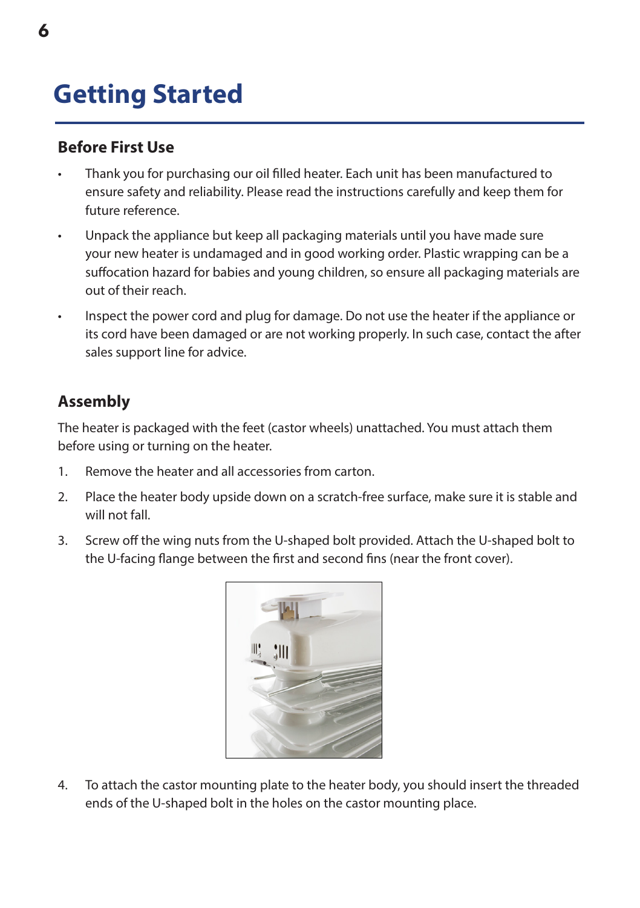# Getting Started

## Before First Use

- Thank you for purchasing our oil filled heater. Each unit has been manufactured to ensure safety and reliability. Please read the instructions carefully and keep them for future reference.
- Unpack the appliance but keep all packaging materials until you have made sure your new heater is undamaged and in good working order. Plastic wrapping can be a suffocation hazard for babies and young children, so ensure all packaging materials are out of their reach.
- Inspect the power cord and plug for damage. Do not use the heater if the appliance or its cord have been damaged or are not working properly. In such case, contact the after sales support line for advice.

## Assembly

The heater is packaged with the feet (castor wheels) unattached. You must attach them before using or turning on the heater.

1. Remove the heater and all accessories from carton.
2. Place the heater body upside down on a scratch-free surface, make sure it is stable and will not fall.
3. Screw off the wing nuts from the U-shaped bolt provided. Attach the U-shaped bolt to the U-facing flange between the first and second fins (near the front cover).
4. To attach the castor mounting plate to the heater body, you should insert the threaded ends of the U-shaped bolt in the holes on the castor mounting place.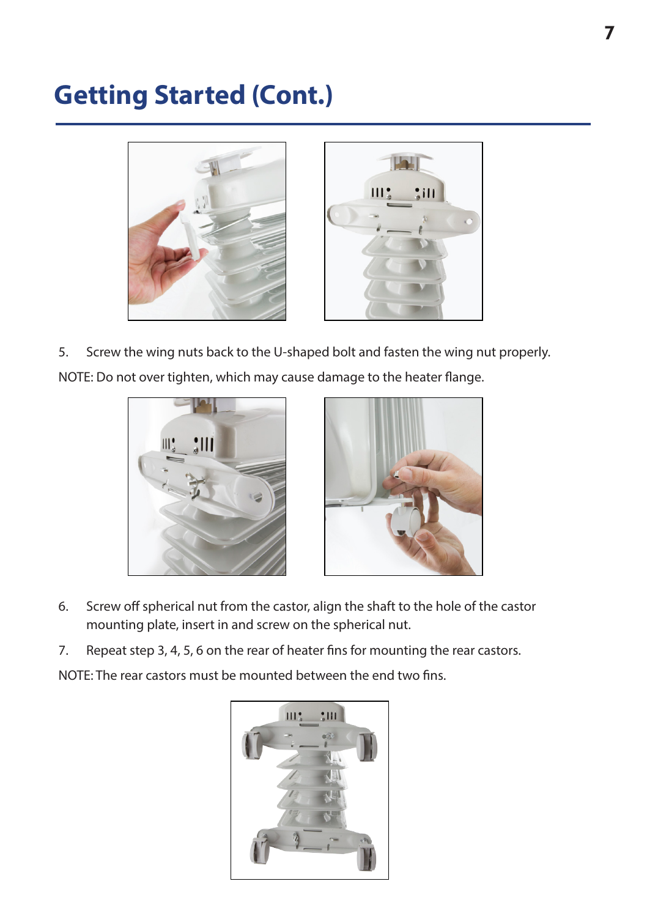# Getting Started (Cont.)

5. Screw the wing nuts back to the U-shaped bolt and fasten the wing nut properly.

NOTE: Do not over tighten, which may cause damage to the heater flange.

6. Screw off spherical nut from the castor, align the shaft to the hole of the castor mounting plate, insert in and screw on the spherical nut.
7. Repeat step 3, 4, 5, 6 on the rear of heater fins for mounting the rear castors.

NOTE: The rear castors must be mounted between the end two fins.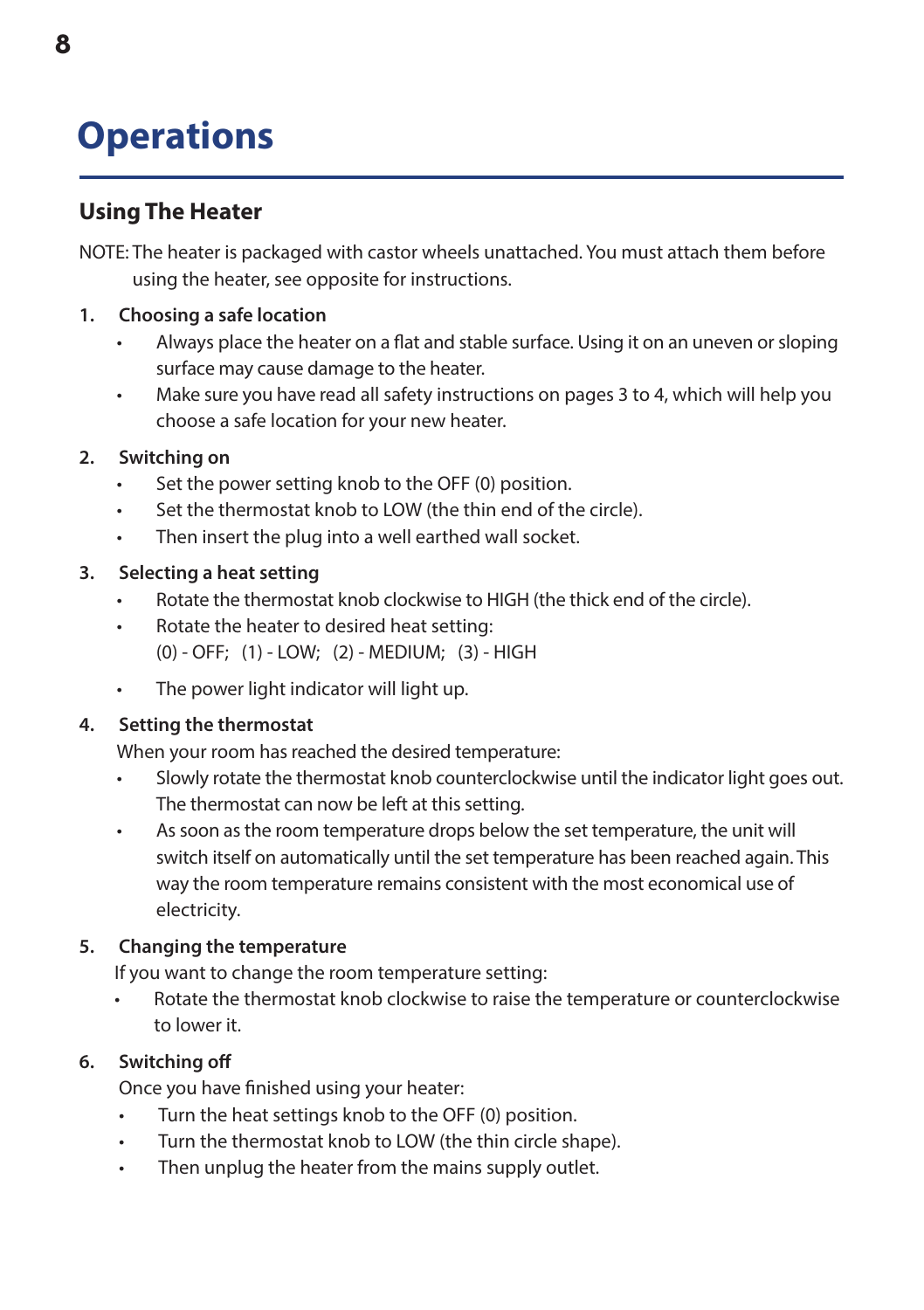# Operations

## Using The Heater

NOTE: The heater is packaged with castor wheels unattached. You must attach them before using the heater, see opposite for instructions.

1. **Choosing a safe location**
   - Always place the heater on a flat and stable surface. Using it on an uneven or sloping surface may cause damage to the heater.
   - Make sure you have read all safety instructions on pages 3 to 4, which will help you choose a safe location for your new heater.

2. **Switching on**
   - Set the power setting knob to the OFF (0) position.
   - Set the thermostat knob to LOW (the thin end of the circle).
   - Then insert the plug into a well earthed wall socket.

3. **Selecting a heat setting**
   - Rotate the thermostat knob clockwise to HIGH (the thick end of the circle).
   - Rotate the heater to desired heat setting:
     (0) - OFF; (1) - LOW; (2) - MEDIUM; (3) - HIGH
   - The power light indicator will light up.

4. **Setting the thermostat**

   When your room has reached the desired temperature:
   - Slowly rotate the thermostat knob counterclockwise until the indicator light goes out. The thermostat can now be left at this setting.
   - As soon as the room temperature drops below the set temperature, the unit will switch itself on automatically until the set temperature has been reached again. This way the room temperature remains consistent with the most economical use of electricity.

5. **Changing the temperature**

   If you want to change the room temperature setting:
   - Rotate the thermostat knob clockwise to raise the temperature or counterclockwise to lower it.

6. **Switching off**

   Once you have finished using your heater:
   - Turn the heat settings knob to the OFF (0) position.
   - Turn the thermostat knob to LOW (the thin circle shape).
   - Then unplug the heater from the mains supply outlet.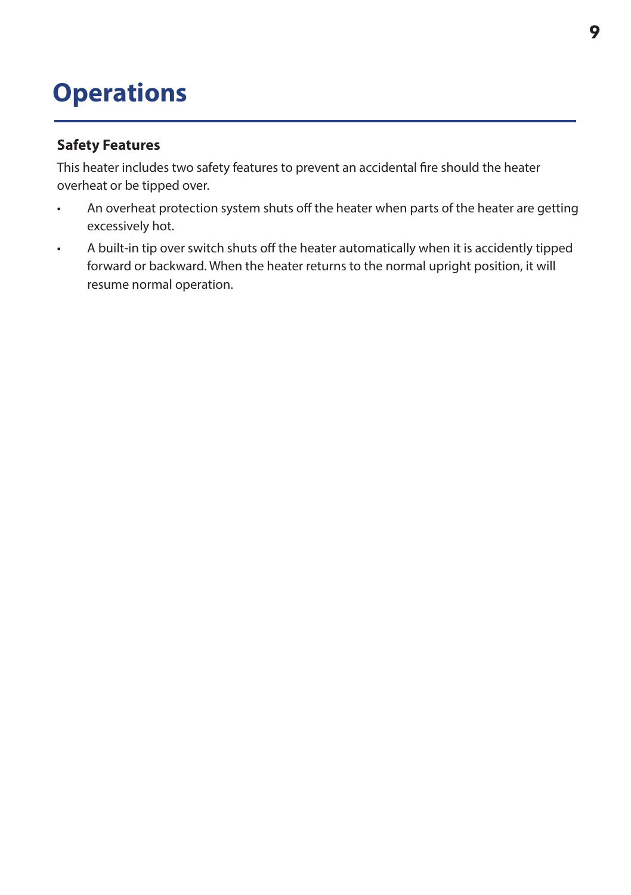# Operations

### Safety Features

This heater includes two safety features to prevent an accidental fire should the heater overheat or be tipped over.

- An overheat protection system shuts off the heater when parts of the heater are getting excessively hot.
- A built-in tip over switch shuts off the heater automatically when it is accidently tipped forward or backward. When the heater returns to the normal upright position, it will resume normal operation.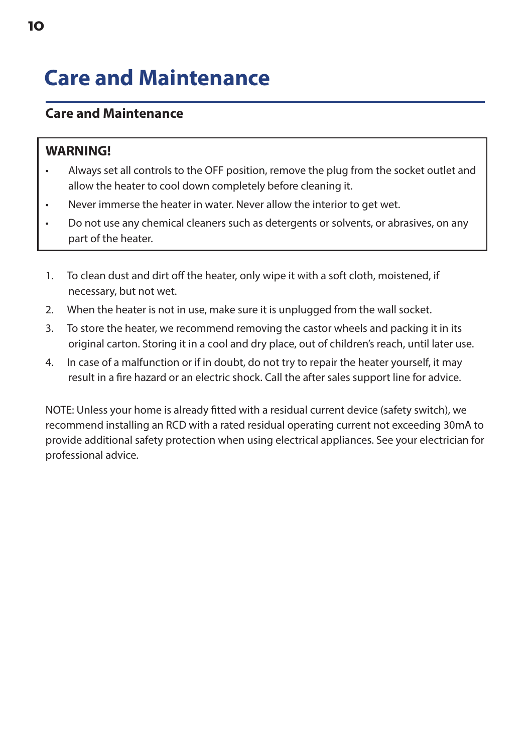# Care and Maintenance

## Care and Maintenance

**WARNING!**

- Always set all controls to the OFF position, remove the plug from the socket outlet and allow the heater to cool down completely before cleaning it.
- Never immerse the heater in water. Never allow the interior to get wet.
- Do not use any chemical cleaners such as detergents or solvents, or abrasives, on any part of the heater.

1. To clean dust and dirt off the heater, only wipe it with a soft cloth, moistened, if necessary, but not wet.
2. When the heater is not in use, make sure it is unplugged from the wall socket.
3. To store the heater, we recommend removing the castor wheels and packing it in its original carton. Storing it in a cool and dry place, out of children's reach, until later use.
4. In case of a malfunction or if in doubt, do not try to repair the heater yourself, it may result in a fire hazard or an electric shock. Call the after sales support line for advice.

NOTE: Unless your home is already fitted with a residual current device (safety switch), we recommend installing an RCD with a rated residual operating current not exceeding 30mA to provide additional safety protection when using electrical appliances. See your electrician for professional advice.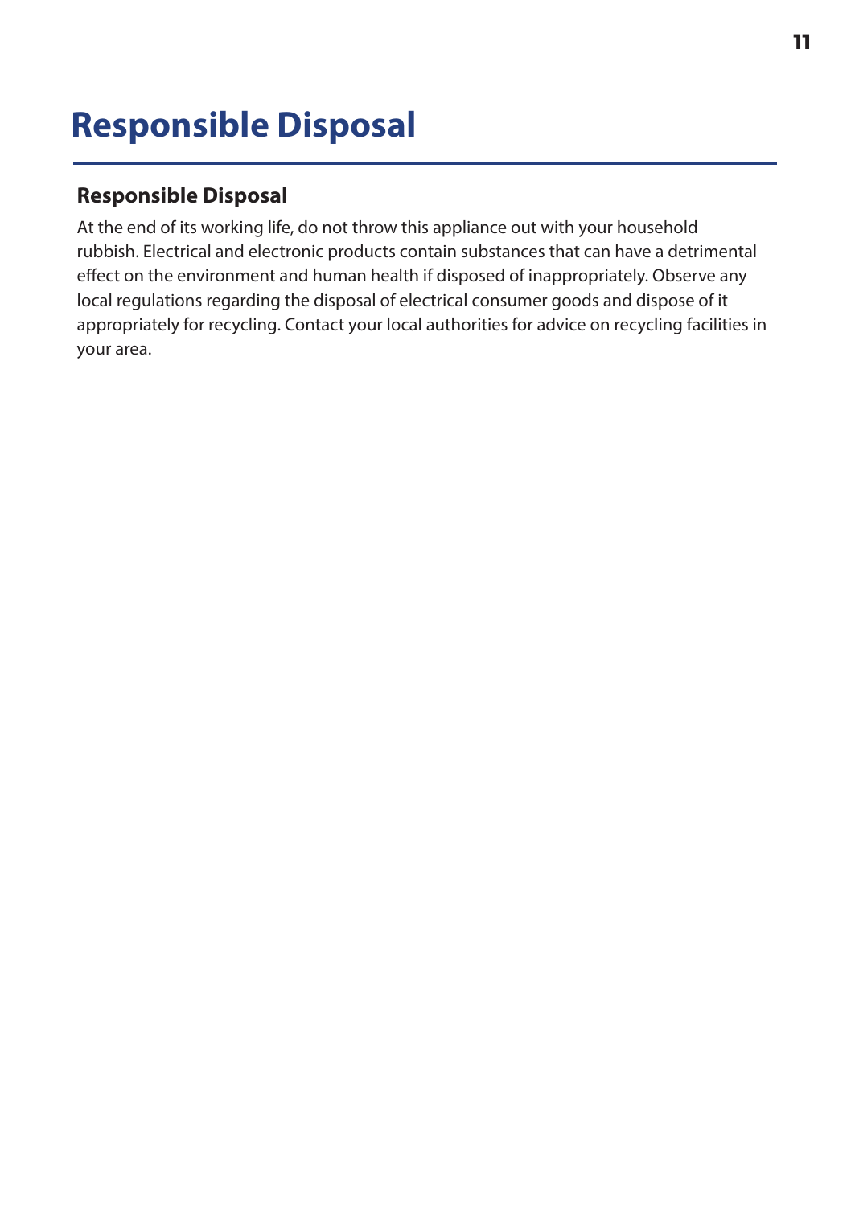# Responsible Disposal

## Responsible Disposal

At the end of its working life, do not throw this appliance out with your household rubbish. Electrical and electronic products contain substances that can have a detrimental effect on the environment and human health if disposed of inappropriately. Observe any local regulations regarding the disposal of electrical consumer goods and dispose of it appropriately for recycling. Contact your local authorities for advice on recycling facilities in your area.